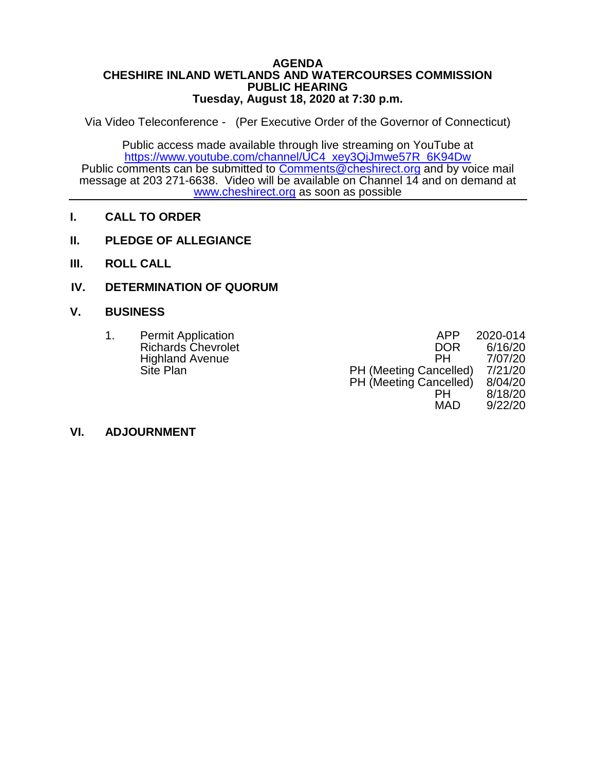# AGENDA
## CHESHIRE INLAND WETLANDS AND WATERCOURSES COMMISSION
## PUBLIC HEARING
## Tuesday, August 18, 2020 at 7:30 p.m.

Via Video Teleconference - (Per Executive Order of the Governor of Connecticut)

Public access made available through live streaming on YouTube at https://www.youtube.com/channel/UC4_xey3QjJmwe57R_6K94Dw
Public comments can be submitted to Comments@cheshirect.org and by voice mail message at 203 271-6638. Video will be available on Channel 14 and on demand at www.cheshirect.org as soon as possible

---

**I. CALL TO ORDER**

**II. PLEDGE OF ALLEGIANCE**

**III. ROLL CALL**

**IV. DETERMINATION OF QUORUM**

**V. BUSINESS**

1. Permit Application
   Richards Chevrolet
   Highland Avenue
   Site Plan

| | |
|---|---|
| APP | 2020-014 |
| DOR | 6/16/20 |
| PH | 7/07/20 |
| PH (Meeting Cancelled) | 7/21/20 |
| PH (Meeting Cancelled) | 8/04/20 |
| PH | 8/18/20 |
| MAD | 9/22/20 |

**VI. ADJOURNMENT**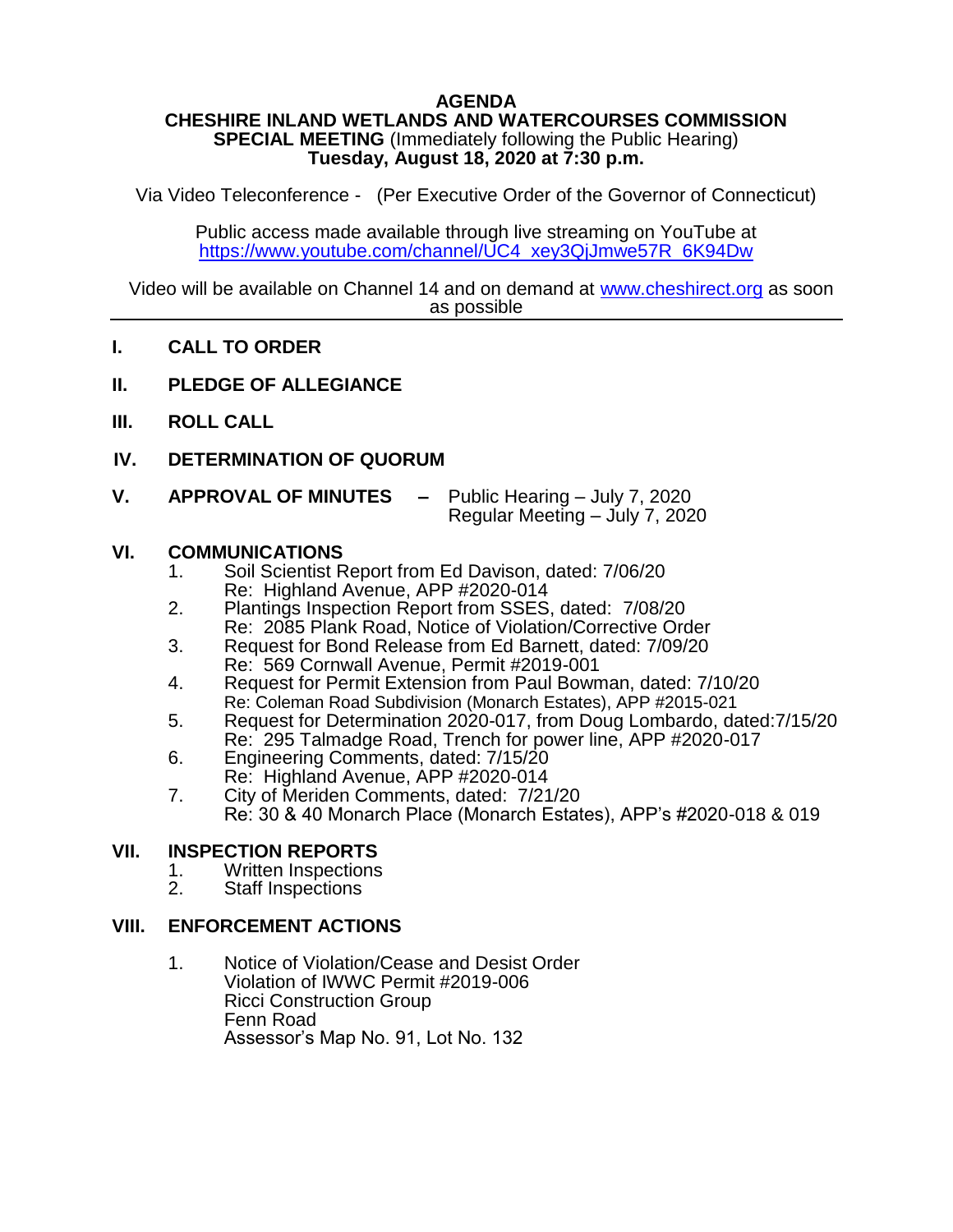**AGENDA**
**CHESHIRE INLAND WETLANDS AND WATERCOURSES COMMISSION**
**SPECIAL MEETING** (Immediately following the Public Hearing)
**Tuesday, August 18, 2020 at 7:30 p.m.**

Via Video Teleconference - (Per Executive Order of the Governor of Connecticut)

Public access made available through live streaming on YouTube at [https://www.youtube.com/channel/UC4_xey3QjJmwe57R_6K94Dw](https://www.youtube.com/channel/UC4_xey3QjJmwe57R_6K94Dw)

Video will be available on Channel 14 and on demand at [www.cheshirect.org](www.cheshirect.org) as soon as possible

---

**I. CALL TO ORDER**

**II. PLEDGE OF ALLEGIANCE**

**III. ROLL CALL**

**IV. DETERMINATION OF QUORUM**

**V. APPROVAL OF MINUTES –** Public Hearing – July 7, 2020
Regular Meeting – July 7, 2020

**VI. COMMUNICATIONS**

1. Soil Scientist Report from Ed Davison, dated: 7/06/20
   Re: Highland Avenue, APP #2020-014
2. Plantings Inspection Report from SSES, dated: 7/08/20
   Re: 2085 Plank Road, Notice of Violation/Corrective Order
3. Request for Bond Release from Ed Barnett, dated: 7/09/20
   Re: 569 Cornwall Avenue, Permit #2019-001
4. Request for Permit Extension from Paul Bowman, dated: 7/10/20
   Re: Coleman Road Subdivision (Monarch Estates), APP #2015-021
5. Request for Determination 2020-017, from Doug Lombardo, dated:7/15/20
   Re: 295 Talmadge Road, Trench for power line, APP #2020-017
6. Engineering Comments, dated: 7/15/20
   Re: Highland Avenue, APP #2020-014
7. City of Meriden Comments, dated: 7/21/20
   Re: 30 & 40 Monarch Place (Monarch Estates), APP's #2020-018 & 019

**VII. INSPECTION REPORTS**

1. Written Inspections
2. Staff Inspections

**VIII. ENFORCEMENT ACTIONS**

1. Notice of Violation/Cease and Desist Order
   Violation of IWWC Permit #2019-006
   Ricci Construction Group
   Fenn Road
   Assessor's Map No. 91, Lot No. 132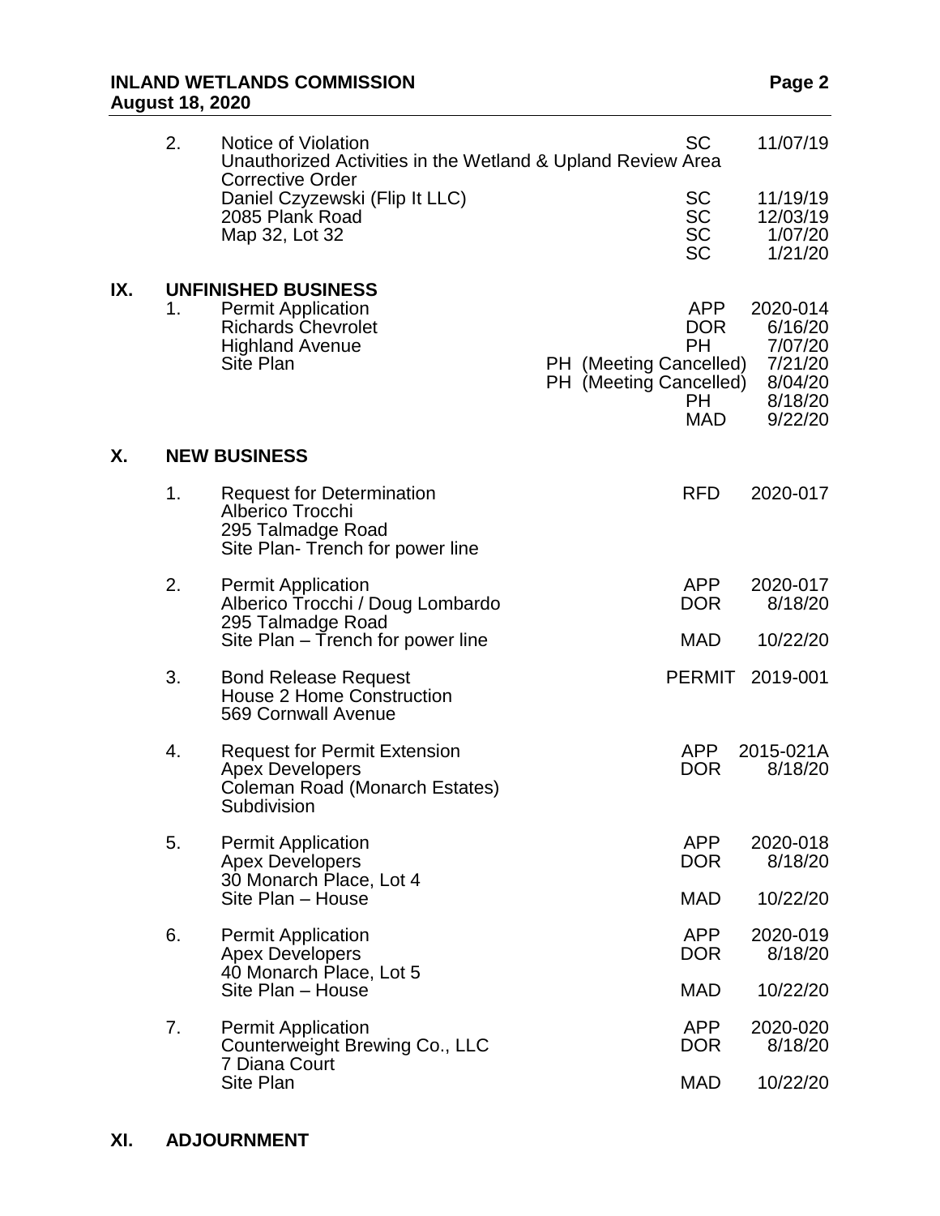2. Notice of Violation — SC 11/07/19
   Unauthorized Activities in the Wetland & Upland Review Area
   Corrective Order
   Daniel Czyzewski (Flip It LLC) — SC 11/19/19
   2085 Plank Road — SC 12/03/19
   Map 32, Lot 32 — SC 1/07/20
   SC 1/21/20

## IX. UNFINISHED BUSINESS

1. Permit Application — APP 2020-014
   Richards Chevrolet — DOR 6/16/20
   Highland Avenue — PH 7/07/20
   Site Plan — PH (Meeting Cancelled) 7/21/20
   PH (Meeting Cancelled) 8/04/20
   PH 8/18/20
   MAD 9/22/20

## X. NEW BUSINESS

1. Request for Determination — RFD 2020-017
   Alberico Trocchi
   295 Talmadge Road
   Site Plan- Trench for power line

2. Permit Application — APP 2020-017
   Alberico Trocchi / Doug Lombardo — DOR 8/18/20
   295 Talmadge Road
   Site Plan – Trench for power line — MAD 10/22/20

3. Bond Release Request — PERMIT 2019-001
   House 2 Home Construction
   569 Cornwall Avenue

4. Request for Permit Extension — APP 2015-021A
   Apex Developers — DOR 8/18/20
   Coleman Road (Monarch Estates)
   Subdivision

5. Permit Application — APP 2020-018
   Apex Developers — DOR 8/18/20
   30 Monarch Place, Lot 4
   Site Plan – House — MAD 10/22/20

6. Permit Application — APP 2020-019
   Apex Developers — DOR 8/18/20
   40 Monarch Place, Lot 5
   Site Plan – House — MAD 10/22/20

7. Permit Application — APP 2020-020
   Counterweight Brewing Co., LLC — DOR 8/18/20
   7 Diana Court
   Site Plan — MAD 10/22/20

## XI. ADJOURNMENT